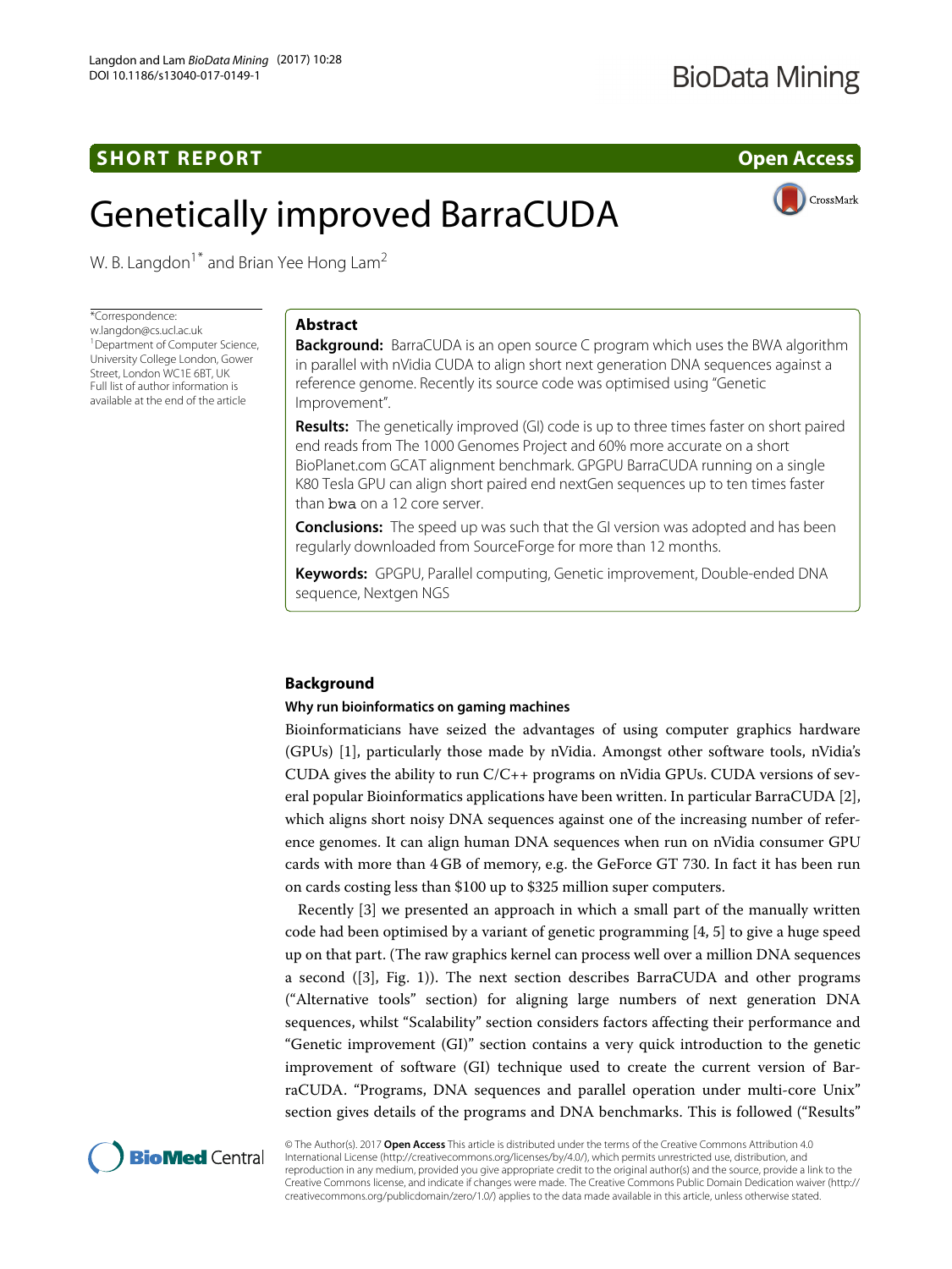**SHORT REPORT** **Open Access**

# Genetically improved BarraCUDA

W. B. Langdon[1*] and Brian Yee Hong Lam[2]

*Correspondence: w.langdon@cs.ucl.ac.uk
[1]Department of Computer Science, University College London, Gower Street, London WC1E 6BT, UK
Full list of author information is available at the end of the article

## Abstract

**Background:** BarraCUDA is an open source C program which uses the BWA algorithm in parallel with nVidia CUDA to align short next generation DNA sequences against a reference genome. Recently its source code was optimised using "Genetic Improvement".

**Results:** The genetically improved (GI) code is up to three times faster on short paired end reads from The 1000 Genomes Project and 60% more accurate on a short BioPlanet.com GCAT alignment benchmark. GPGPU BarraCUDA running on a single K80 Tesla GPU can align short paired end nextGen sequences up to ten times faster than `bwa` on a 12 core server.

**Conclusions:** The speed up was such that the GI version was adopted and has been regularly downloaded from SourceForge for more than 12 months.

**Keywords:** GPGPU, Parallel computing, Genetic improvement, Double-ended DNA sequence, Nextgen NGS

## Background

### Why run bioinformatics on gaming machines

Bioinformaticians have seized the advantages of using computer graphics hardware (GPUs) [1], particularly those made by nVidia. Amongst other software tools, nVidia's CUDA gives the ability to run C/C++ programs on nVidia GPUs. CUDA versions of several popular Bioinformatics applications have been written. In particular BarraCUDA [2], which aligns short noisy DNA sequences against one of the increasing number of reference genomes. It can align human DNA sequences when run on nVidia consumer GPU cards with more than 4 GB of memory, e.g. the GeForce GT 730. In fact it has been run on cards costing less than $100 up to $325 million super computers.

Recently [3] we presented an approach in which a small part of the manually written code had been optimised by a variant of genetic programming [4, 5] to give a huge speed up on that part. (The raw graphics kernel can process well over a million DNA sequences a second ([3], Fig. 1)). The next section describes BarraCUDA and other programs ("Alternative tools" section) for aligning large numbers of next generation DNA sequences, whilst "Scalability" section considers factors affecting their performance and "Genetic improvement (GI)" section contains a very quick introduction to the genetic improvement of software (GI) technique used to create the current version of BarraCUDA. "Programs, DNA sequences and parallel operation under multi-core Unix" section gives details of the programs and DNA benchmarks. This is followed ("Results"

© The Author(s). 2017 **Open Access** This article is distributed under the terms of the Creative Commons Attribution 4.0 International License (http://creativecommons.org/licenses/by/4.0/), which permits unrestricted use, distribution, and reproduction in any medium, provided you give appropriate credit to the original author(s) and the source, provide a link to the Creative Commons license, and indicate if changes were made. The Creative Commons Public Domain Dedication waiver (http://creativecommons.org/publicdomain/zero/1.0/) applies to the data made available in this article, unless otherwise stated.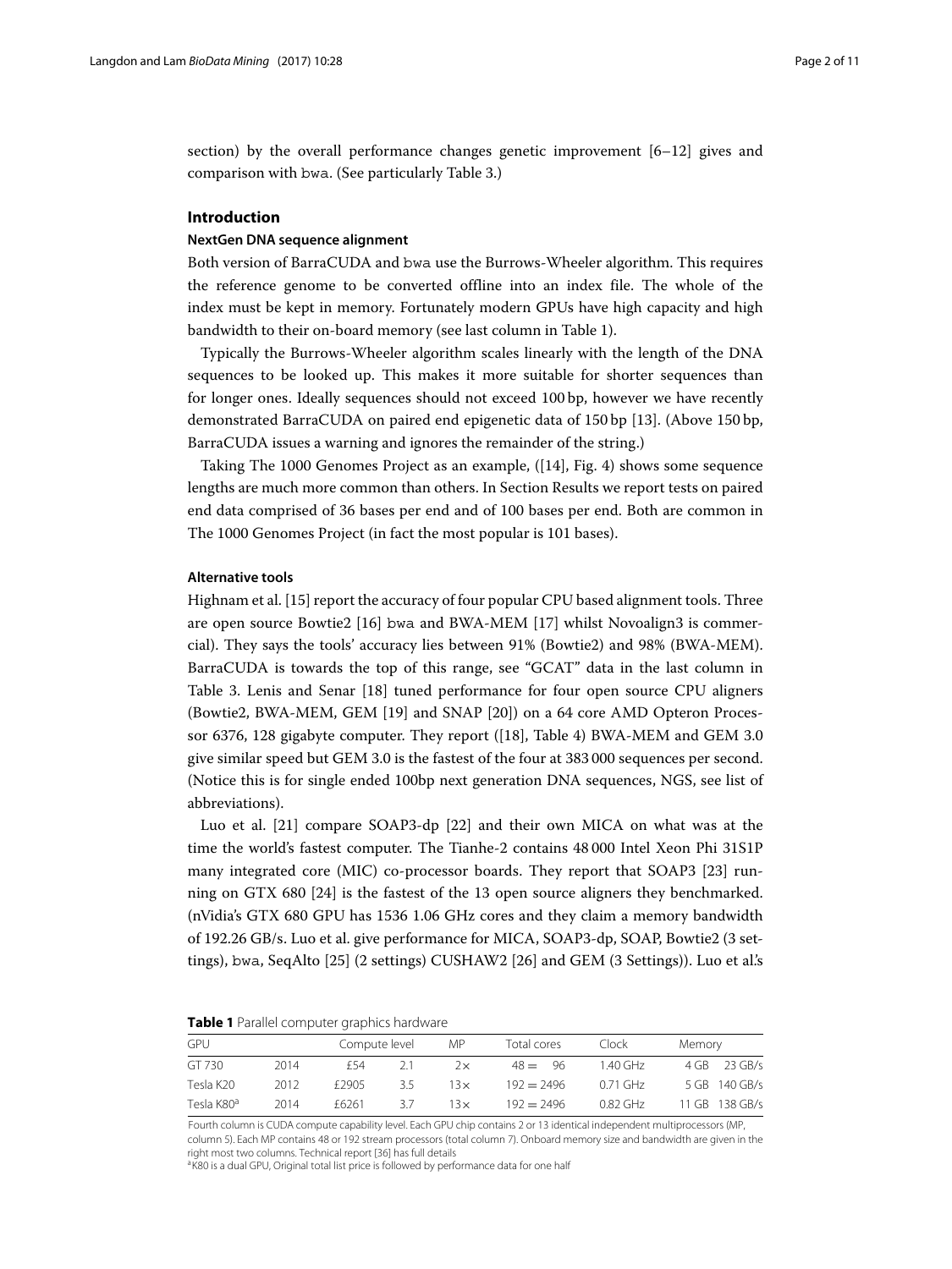section) by the overall performance changes genetic improvement [6–12] gives and comparison with bwa. (See particularly Table 3.)

## Introduction

### NextGen DNA sequence alignment

Both version of BarraCUDA and bwa use the Burrows-Wheeler algorithm. This requires the reference genome to be converted offline into an index file. The whole of the index must be kept in memory. Fortunately modern GPUs have high capacity and high bandwidth to their on-board memory (see last column in Table 1).

Typically the Burrows-Wheeler algorithm scales linearly with the length of the DNA sequences to be looked up. This makes it more suitable for shorter sequences than for longer ones. Ideally sequences should not exceed 100 bp, however we have recently demonstrated BarraCUDA on paired end epigenetic data of 150 bp [13]. (Above 150 bp, BarraCUDA issues a warning and ignores the remainder of the string.)

Taking The 1000 Genomes Project as an example, ([14], Fig. 4) shows some sequence lengths are much more common than others. In Section Results we report tests on paired end data comprised of 36 bases per end and of 100 bases per end. Both are common in The 1000 Genomes Project (in fact the most popular is 101 bases).

### Alternative tools

Highnam et al. [15] report the accuracy of four popular CPU based alignment tools. Three are open source Bowtie2 [16] bwa and BWA-MEM [17] whilst Novoalign3 is commercial). They says the tools' accuracy lies between 91% (Bowtie2) and 98% (BWA-MEM). BarraCUDA is towards the top of this range, see "GCAT" data in the last column in Table 3. Lenis and Senar [18] tuned performance for four open source CPU aligners (Bowtie2, BWA-MEM, GEM [19] and SNAP [20]) on a 64 core AMD Opteron Processor 6376, 128 gigabyte computer. They report ([18], Table 4) BWA-MEM and GEM 3.0 give similar speed but GEM 3.0 is the fastest of the four at 383 000 sequences per second. (Notice this is for single ended 100bp next generation DNA sequences, NGS, see list of abbreviations).

Luo et al. [21] compare SOAP3-dp [22] and their own MICA on what was at the time the world's fastest computer. The Tianhe-2 contains 48 000 Intel Xeon Phi 31S1P many integrated core (MIC) co-processor boards. They report that SOAP3 [23] running on GTX 680 [24] is the fastest of the 13 open source aligners they benchmarked. (nVidia's GTX 680 GPU has 1536 1.06 GHz cores and they claim a memory bandwidth of 192.26 GB/s. Luo et al. give performance for MICA, SOAP3-dp, SOAP, Bowtie2 (3 settings), bwa, SeqAlto [25] (2 settings) CUSHAW2 [26] and GEM (3 Settings)). Luo et al.'s

**Table 1** Parallel computer graphics hardware

| GPU | | Compute level | | MP | Total cores | Clock | Memory | |
|---|---|---|---|---|---|---|---|---|
| GT 730 | 2014 | £54 | 2.1 | 2× | 48 = 96 | 1.40 GHz | 4 GB | 23 GB/s |
| Tesla K20 | 2012 | £2905 | 3.5 | 13× | 192 = 2496 | 0.71 GHz | 5 GB | 140 GB/s |
| Tesla K80[a] | 2014 | £6261 | 3.7 | 13× | 192 = 2496 | 0.82 GHz | 11 GB | 138 GB/s |

Fourth column is CUDA compute capability level. Each GPU chip contains 2 or 13 identical independent multiprocessors (MP, column 5). Each MP contains 48 or 192 stream processors (total column 7). Onboard memory size and bandwidth are given in the right most two columns. Technical report [36] has full details

[a] K80 is a dual GPU, Original total list price is followed by performance data for one half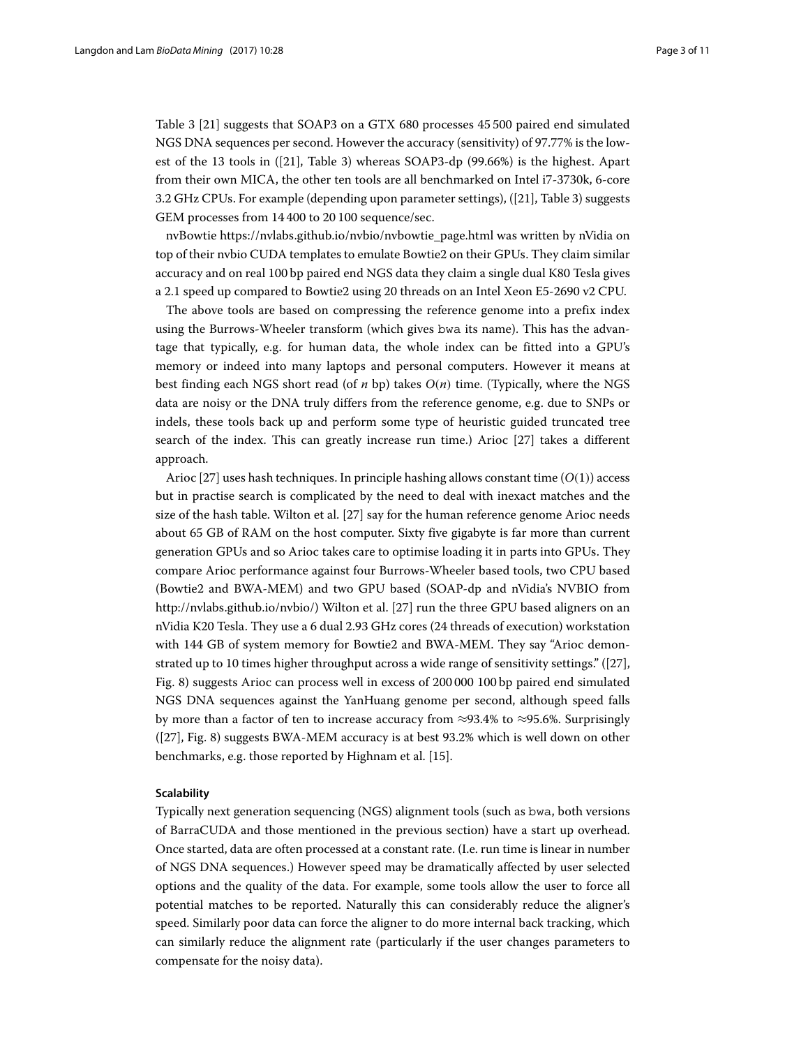Table 3 [21] suggests that SOAP3 on a GTX 680 processes 45 500 paired end simulated NGS DNA sequences per second. However the accuracy (sensitivity) of 97.77% is the lowest of the 13 tools in ([21], Table 3) whereas SOAP3-dp (99.66%) is the highest. Apart from their own MICA, the other ten tools are all benchmarked on Intel i7-3730k, 6-core 3.2 GHz CPUs. For example (depending upon parameter settings), ([21], Table 3) suggests GEM processes from 14 400 to 20 100 sequence/sec.

nvBowtie https://nvlabs.github.io/nvbio/nvbowtie_page.html was written by nVidia on top of their nvbio CUDA templates to emulate Bowtie2 on their GPUs. They claim similar accuracy and on real 100 bp paired end NGS data they claim a single dual K80 Tesla gives a 2.1 speed up compared to Bowtie2 using 20 threads on an Intel Xeon E5-2690 v2 CPU.

The above tools are based on compressing the reference genome into a prefix index using the Burrows-Wheeler transform (which gives `bwa` its name). This has the advantage that typically, e.g. for human data, the whole index can be fitted into a GPU's memory or indeed into many laptops and personal computers. However it means at best finding each NGS short read (of $n$ bp) takes $O(n)$ time. (Typically, where the NGS data are noisy or the DNA truly differs from the reference genome, e.g. due to SNPs or indels, these tools back up and perform some type of heuristic guided truncated tree search of the index. This can greatly increase run time.) Arioc [27] takes a different approach.

Arioc [27] uses hash techniques. In principle hashing allows constant time ($O(1)$) access but in practise search is complicated by the need to deal with inexact matches and the size of the hash table. Wilton et al. [27] say for the human reference genome Arioc needs about 65 GB of RAM on the host computer. Sixty five gigabyte is far more than current generation GPUs and so Arioc takes care to optimise loading it in parts into GPUs. They compare Arioc performance against four Burrows-Wheeler based tools, two CPU based (Bowtie2 and BWA-MEM) and two GPU based (SOAP-dp and nVidia's NVBIO from http://nvlabs.github.io/nvbio/) Wilton et al. [27] run the three GPU based aligners on an nVidia K20 Tesla. They use a 6 dual 2.93 GHz cores (24 threads of execution) workstation with 144 GB of system memory for Bowtie2 and BWA-MEM. They say "Arioc demonstrated up to 10 times higher throughput across a wide range of sensitivity settings." ([27], Fig. 8) suggests Arioc can process well in excess of 200 000 100 bp paired end simulated NGS DNA sequences against the YanHuang genome per second, although speed falls by more than a factor of ten to increase accuracy from $\approx$93.4% to $\approx$95.6%. Surprisingly ([27], Fig. 8) suggests BWA-MEM accuracy is at best 93.2% which is well down on other benchmarks, e.g. those reported by Highnam et al. [15].

#### Scalability

Typically next generation sequencing (NGS) alignment tools (such as `bwa`, both versions of BarraCUDA and those mentioned in the previous section) have a start up overhead. Once started, data are often processed at a constant rate. (I.e. run time is linear in number of NGS DNA sequences.) However speed may be dramatically affected by user selected options and the quality of the data. For example, some tools allow the user to force all potential matches to be reported. Naturally this can considerably reduce the aligner's speed. Similarly poor data can force the aligner to do more internal back tracking, which can similarly reduce the alignment rate (particularly if the user changes parameters to compensate for the noisy data).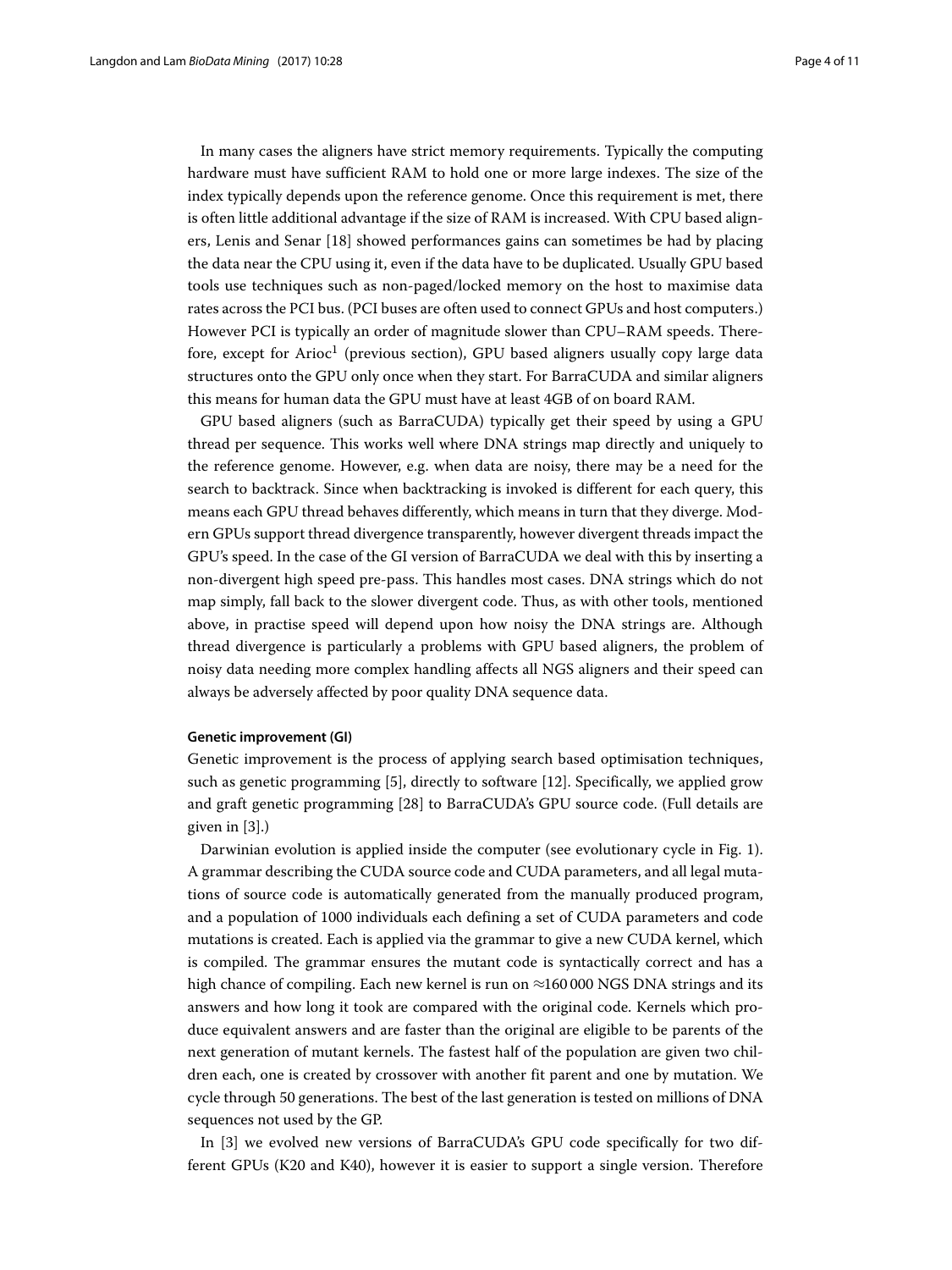In many cases the aligners have strict memory requirements. Typically the computing hardware must have sufficient RAM to hold one or more large indexes. The size of the index typically depends upon the reference genome. Once this requirement is met, there is often little additional advantage if the size of RAM is increased. With CPU based aligners, Lenis and Senar [18] showed performances gains can sometimes be had by placing the data near the CPU using it, even if the data have to be duplicated. Usually GPU based tools use techniques such as non-paged/locked memory on the host to maximise data rates across the PCI bus. (PCI buses are often used to connect GPUs and host computers.) However PCI is typically an order of magnitude slower than CPU–RAM speeds. Therefore, except for Arioc[1] (previous section), GPU based aligners usually copy large data structures onto the GPU only once when they start. For BarraCUDA and similar aligners this means for human data the GPU must have at least 4GB of on board RAM.

GPU based aligners (such as BarraCUDA) typically get their speed by using a GPU thread per sequence. This works well where DNA strings map directly and uniquely to the reference genome. However, e.g. when data are noisy, there may be a need for the search to backtrack. Since when backtracking is invoked is different for each query, this means each GPU thread behaves differently, which means in turn that they diverge. Modern GPUs support thread divergence transparently, however divergent threads impact the GPU's speed. In the case of the GI version of BarraCUDA we deal with this by inserting a non-divergent high speed pre-pass. This handles most cases. DNA strings which do not map simply, fall back to the slower divergent code. Thus, as with other tools, mentioned above, in practise speed will depend upon how noisy the DNA strings are. Although thread divergence is particularly a problems with GPU based aligners, the problem of noisy data needing more complex handling affects all NGS aligners and their speed can always be adversely affected by poor quality DNA sequence data.

#### Genetic improvement (GI)

Genetic improvement is the process of applying search based optimisation techniques, such as genetic programming [5], directly to software [12]. Specifically, we applied grow and graft genetic programming [28] to BarraCUDA's GPU source code. (Full details are given in [3].)

Darwinian evolution is applied inside the computer (see evolutionary cycle in Fig. 1). A grammar describing the CUDA source code and CUDA parameters, and all legal mutations of source code is automatically generated from the manually produced program, and a population of 1000 individuals each defining a set of CUDA parameters and code mutations is created. Each is applied via the grammar to give a new CUDA kernel, which is compiled. The grammar ensures the mutant code is syntactically correct and has a high chance of compiling. Each new kernel is run on ≈160 000 NGS DNA strings and its answers and how long it took are compared with the original code. Kernels which produce equivalent answers and are faster than the original are eligible to be parents of the next generation of mutant kernels. The fastest half of the population are given two children each, one is created by crossover with another fit parent and one by mutation. We cycle through 50 generations. The best of the last generation is tested on millions of DNA sequences not used by the GP.

In [3] we evolved new versions of BarraCUDA's GPU code specifically for two different GPUs (K20 and K40), however it is easier to support a single version. Therefore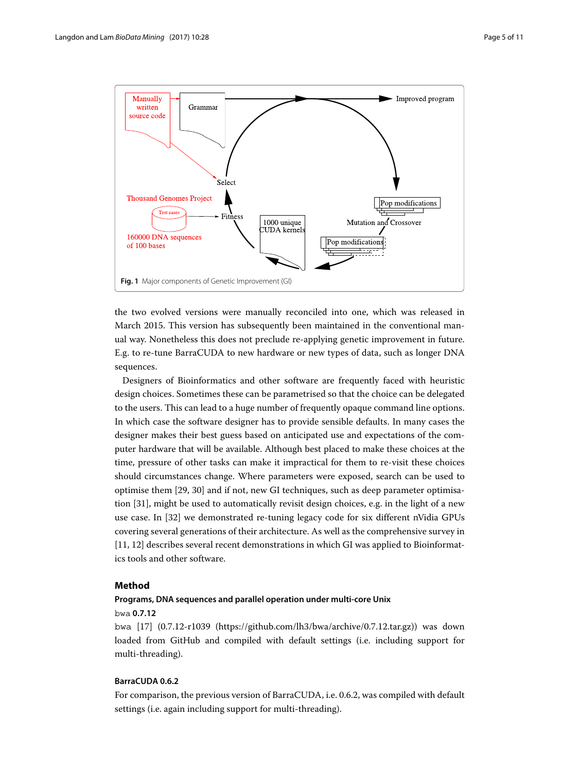Fig. 1 Major components of Genetic Improvement (GI)

the two evolved versions were manually reconciled into one, which was released in March 2015. This version has subsequently been maintained in the conventional manual way. Nonetheless this does not preclude re-applying genetic improvement in future. E.g. to re-tune BarraCUDA to new hardware or new types of data, such as longer DNA sequences.

Designers of Bioinformatics and other software are frequently faced with heuristic design choices. Sometimes these can be parametrised so that the choice can be delegated to the users. This can lead to a huge number of frequently opaque command line options. In which case the software designer has to provide sensible defaults. In many cases the designer makes their best guess based on anticipated use and expectations of the computer hardware that will be available. Although best placed to make these choices at the time, pressure of other tasks can make it impractical for them to re-visit these choices should circumstances change. Where parameters were exposed, search can be used to optimise them [29, 30] and if not, new GI techniques, such as deep parameter optimisation [31], might be used to automatically revisit design choices, e.g. in the light of a new use case. In [32] we demonstrated re-tuning legacy code for six different nVidia GPUs covering several generations of their architecture. As well as the comprehensive survey in [11, 12] describes several recent demonstrations in which GI was applied to Bioinformatics tools and other software.

## Method

### Programs, DNA sequences and parallel operation under multi-core Unix

#### `bwa` 0.7.12

`bwa` [17] (0.7.12-r1039 (https://github.com/lh3/bwa/archive/0.7.12.tar.gz)) was down loaded from GitHub and compiled with default settings (i.e. including support for multi-threading).

#### BarraCUDA 0.6.2

For comparison, the previous version of BarraCUDA, i.e. 0.6.2, was compiled with default settings (i.e. again including support for multi-threading).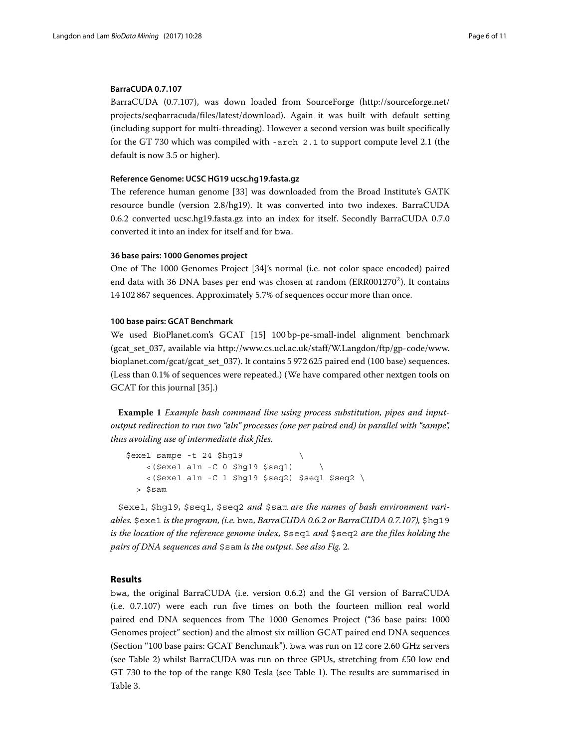#### BarraCUDA 0.7.107

BarraCUDA (0.7.107), was down loaded from SourceForge (http://sourceforge.net/projects/seqbarracuda/files/latest/download). Again it was built with default setting (including support for multi-threading). However a second version was built specifically for the GT 730 which was compiled with `-arch 2.1` to support compute level 2.1 (the default is now 3.5 or higher).

#### Reference Genome: UCSC HG19 ucsc.hg19.fasta.gz

The reference human genome [33] was downloaded from the Broad Institute's GATK resource bundle (version 2.8/hg19). It was converted into two indexes. BarraCUDA 0.6.2 converted ucsc.hg19.fasta.gz into an index for itself. Secondly BarraCUDA 0.7.0 converted it into an index for itself and for `bwa`.

#### 36 base pairs: 1000 Genomes project

One of The 1000 Genomes Project [34]'s normal (i.e. not color space encoded) paired end data with 36 DNA bases per end was chosen at random (ERR001270[2]). It contains 14 102 867 sequences. Approximately 5.7% of sequences occur more than once.

#### 100 base pairs: GCAT Benchmark

We used BioPlanet.com's GCAT [15] 100 bp-pe-small-indel alignment benchmark (gcat_set_037, available via http://www.cs.ucl.ac.uk/staff/W.Langdon/ftp/gp-code/www.bioplanet.com/gcat/gcat_set_037). It contains 5 972 625 paired end (100 base) sequences. (Less than 0.1% of sequences were repeated.) (We have compared other nextgen tools on GCAT for this journal [35].)

**Example 1** *Example bash command line using process substitution, pipes and input-output redirection to run two "aln" processes (one per paired end) in parallel with "sampe", thus avoiding use of intermediate disk files.*

```
$exe1 sampe -t 24 $hg19              \
    <($exe1 aln -C 0 $hg19 $seq1)      \
    <($exe1 aln -C 1 $hg19 $seq2) $seq1 $seq2 \
  > $sam
```

`$exe1`, `$hg19`, `$seq1`, `$seq2` *and* `$sam` *are the names of bash environment variables.* `$exe1` *is the program, (i.e.* `bwa`*, BarraCUDA 0.6.2 or BarraCUDA 0.7.107),* `$hg19` *is the location of the reference genome index,* `$seq1` *and* `$seq2` *are the files holding the pairs of DNA sequences and* `$sam` *is the output. See also Fig. 2.*

## Results

`bwa`, the original BarraCUDA (i.e. version 0.6.2) and the GI version of BarraCUDA (i.e. 0.7.107) were each run five times on both the fourteen million real world paired end DNA sequences from The 1000 Genomes Project ("36 base pairs: 1000 Genomes project" section) and the almost six million GCAT paired end DNA sequences (Section "100 base pairs: GCAT Benchmark"). `bwa` was run on 12 core 2.60 GHz servers (see Table 2) whilst BarraCUDA was run on three GPUs, stretching from £50 low end GT 730 to the top of the range K80 Tesla (see Table 1). The results are summarised in Table 3.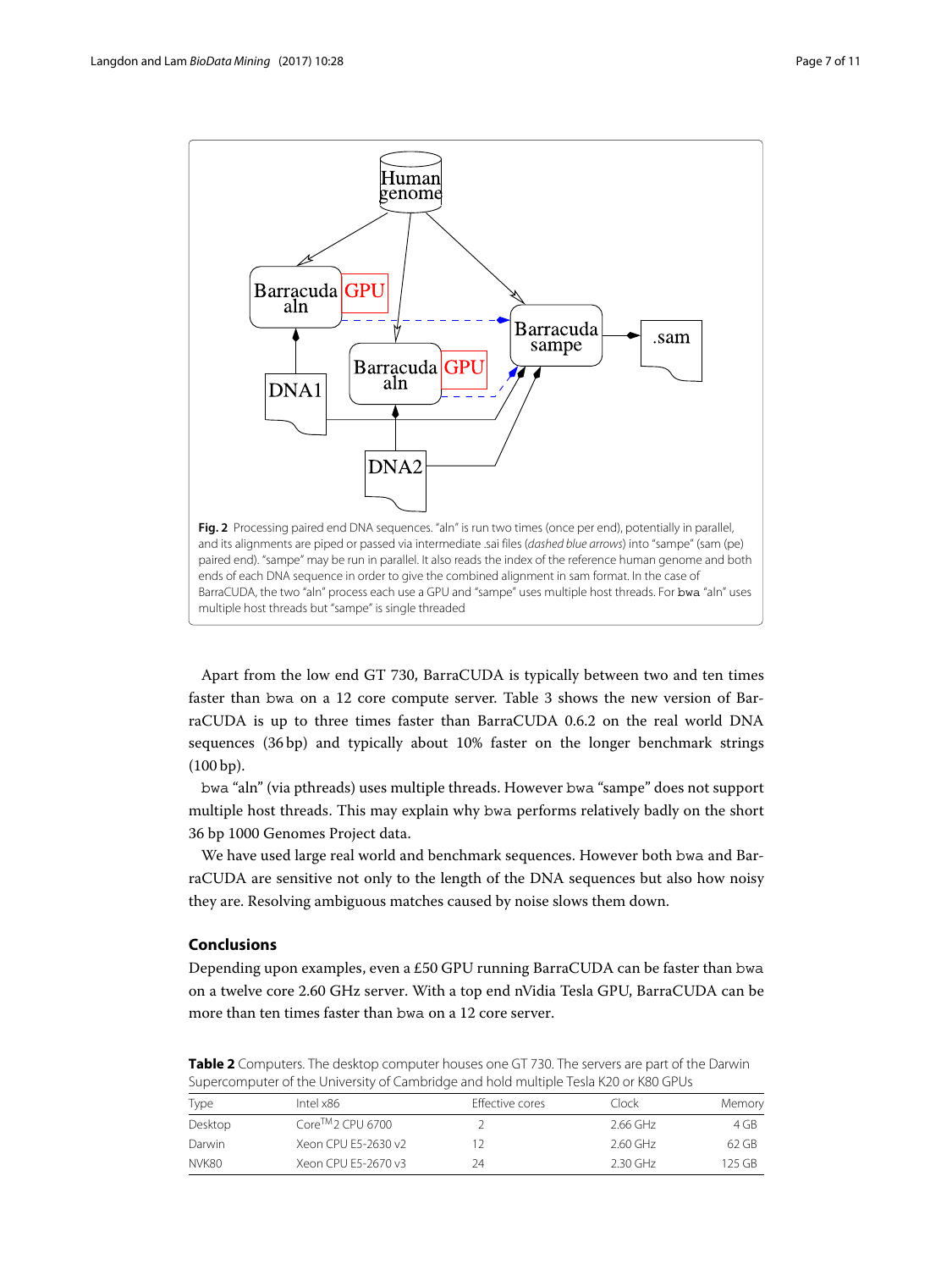**Fig. 2** Processing paired end DNA sequences. "aln" is run two times (once per end), potentially in parallel, and its alignments are piped or passed via intermediate .sai files (*dashed blue arrows*) into "sampe" (sam (pe) paired end). "sampe" may be run in parallel. It also reads the index of the reference human genome and both ends of each DNA sequence in order to give the combined alignment in sam format. In the case of BarraCUDA, the two "aln" process each use a GPU and "sampe" uses multiple host threads. For `bwa` "aln" uses multiple host threads but "sampe" is single threaded

Apart from the low end GT 730, BarraCUDA is typically between two and ten times faster than `bwa` on a 12 core compute server. Table 3 shows the new version of BarraCUDA is up to three times faster than BarraCUDA 0.6.2 on the real world DNA sequences (36 bp) and typically about 10% faster on the longer benchmark strings (100 bp).

`bwa` "aln" (via pthreads) uses multiple threads. However `bwa` "sampe" does not support multiple host threads. This may explain why `bwa` performs relatively badly on the short 36 bp 1000 Genomes Project data.

We have used large real world and benchmark sequences. However both `bwa` and BarraCUDA are sensitive not only to the length of the DNA sequences but also how noisy they are. Resolving ambiguous matches caused by noise slows them down.

## Conclusions

Depending upon examples, even a £50 GPU running BarraCUDA can be faster than `bwa` on a twelve core 2.60 GHz server. With a top end nVidia Tesla GPU, BarraCUDA can be more than ten times faster than `bwa` on a 12 core server.

**Table 2** Computers. The desktop computer houses one GT 730. The servers are part of the Darwin Supercomputer of the University of Cambridge and hold multiple Tesla K20 or K80 GPUs

| Type | Intel x86 | Effective cores | Clock | Memory |
|---|---|---|---|---|
| Desktop | Core™2 CPU 6700 | 2 | 2.66 GHz | 4 GB |
| Darwin | Xeon CPU E5-2630 v2 | 12 | 2.60 GHz | 62 GB |
| NVK80 | Xeon CPU E5-2670 v3 | 24 | 2.30 GHz | 125 GB |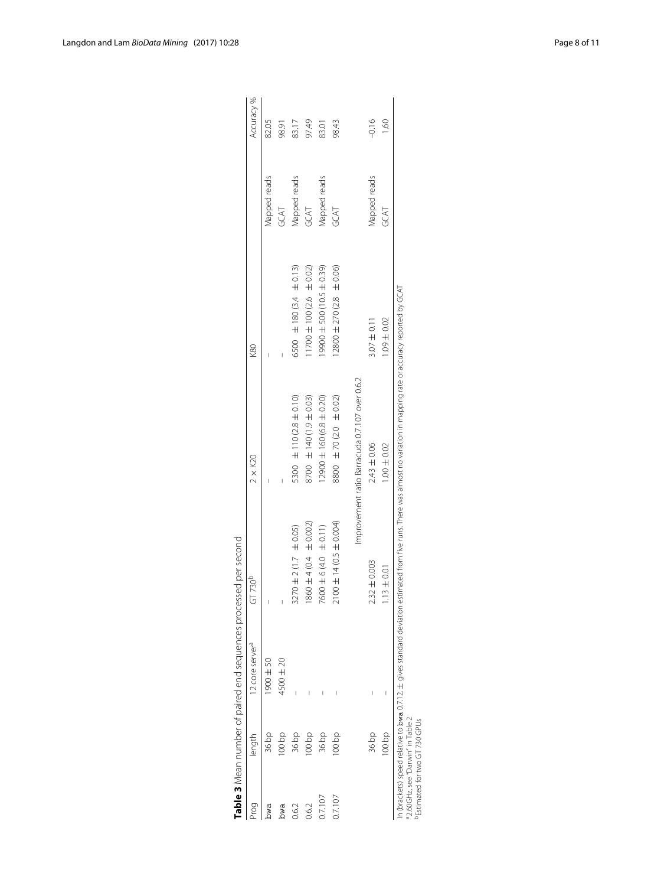**Table 3** Mean number of paired end sequences processed per second

| Prog | length | 12 core server[a] | GT 730[b] | 2 × K20 | K80 | | Accuracy % |
|---|---|---|---|---|---|---|---|
| bwa | 36 bp | 1900 ± 50 | – | – | – | Mapped reads | 82.05 |
| bwa | 100 bp | 4500 ± 20 | – | – | – | GCAT | 98.91 |
| 0.6.2 | 36 bp | – | 3270 ± 2 (1.7 ± 0.05) | 5300 ± 110 (2.8 ± 0.10) | 6500 ± 180 (3.4 ± 0.13) | Mapped reads | 83.17 |
| 0.6.2 | 100 bp | – | 1860 ± 4 (0.4 ± 0.002) | 8700 ± 140 (1.9 ± 0.03) | 11700 ± 100 (2.6 ± 0.02) | GCAT | 97.49 |
| 0.7.107 | 36 bp | – | 7600 ± 6 (4.0 ± 0.11) | 12900 ± 160 (6.8 ± 0.20) | 19900 ± 500 (10.5 ± 0.39) | Mapped reads | 83.01 |
| 0.7.107 | 100 bp | – | 2100 ± 14 (0.5 ± 0.004) | 8800 ± 70 (2.0 ± 0.02) | 12800 ± 270 (2.8 ± 0.06) | GCAT | 98.43 |
| | | | | Improvement ratio Barracuda 0.7.107 over 0.6.2 | | | |
| | 36 bp | – | 2.32 ± 0.003 | 2.43 ± 0.06 | 3.07 ± 0.11 | Mapped reads | −0.16 |
| | 100 bp | – | 1.13 ± 0.01 | 1.00 ± 0.02 | 1.09 ± 0.02 | GCAT | 1.60 |

In (brackets) speed relative to bwa 0.7.12. ± gives standard deviation estimated from five runs. There was almost no variation in mapping rate or accuracy reported by GCAT
[a] 2.60GHz, see "Darwin" in Table 2
[b] Estimated for two GT 730 GPUs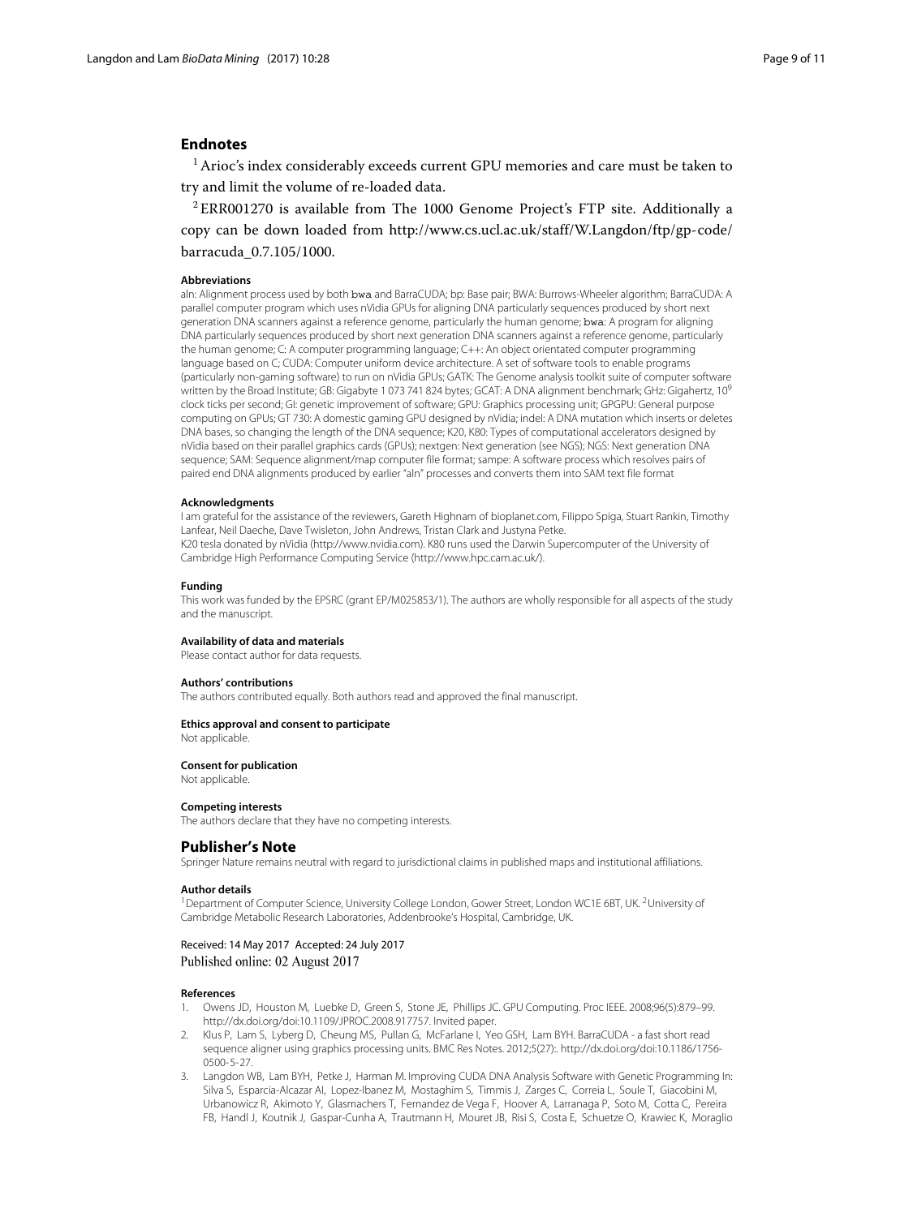## Endnotes

[1] Arioc's index considerably exceeds current GPU memories and care must be taken to try and limit the volume of re-loaded data.

[2] ERR001270 is available from The 1000 Genome Project's FTP site. Additionally a copy can be down loaded from http://www.cs.ucl.ac.uk/staff/W.Langdon/ftp/gp-code/barracuda_0.7.105/1000.

#### Abbreviations

aln: Alignment process used by both bwa and BarraCUDA; bp: Base pair; BWA: Burrows-Wheeler algorithm; BarraCUDA: A parallel computer program which uses nVidia GPUs for aligning DNA particularly sequences produced by short next generation DNA scanners against a reference genome, particularly the human genome; bwa: A program for aligning DNA particularly sequences produced by short next generation DNA scanners against a reference genome, particularly the human genome; C: A computer programming language; C++: An object orientated computer programming language based on C; CUDA: Computer uniform device architecture. A set of software tools to enable programs (particularly non-gaming software) to run on nVidia GPUs; GATK: The Genome analysis toolkit suite of computer software written by the Broad Institute; GB: Gigabyte 1 073 741 824 bytes; GCAT: A DNA alignment benchmark; GHz: Gigahertz, $10^9$ clock ticks per second; GI: genetic improvement of software; GPU: Graphics processing unit; GPGPU: General purpose computing on GPUs; GT 730: A domestic gaming GPU designed by nVidia; indel: A DNA mutation which inserts or deletes DNA bases, so changing the length of the DNA sequence; K20, K80: Types of computational accelerators designed by nVidia based on their parallel graphics cards (GPUs); nextgen: Next generation (see NGS); NGS: Next generation DNA sequence; SAM: Sequence alignment/map computer file format; sampe: A software process which resolves pairs of paired end DNA alignments produced by earlier "aln" processes and converts them into SAM text file format

#### Acknowledgments

I am grateful for the assistance of the reviewers, Gareth Highnam of bioplanet.com, Filippo Spiga, Stuart Rankin, Timothy Lanfear, Neil Daeche, Dave Twisleton, John Andrews, Tristan Clark and Justyna Petke.
K20 tesla donated by nVidia (http://www.nvidia.com). K80 runs used the Darwin Supercomputer of the University of Cambridge High Performance Computing Service (http://www.hpc.cam.ac.uk/).

#### Funding

This work was funded by the EPSRC (grant EP/M025853/1). The authors are wholly responsible for all aspects of the study and the manuscript.

#### Availability of data and materials

Please contact author for data requests.

#### Authors' contributions

The authors contributed equally. Both authors read and approved the final manuscript.

#### Ethics approval and consent to participate

Not applicable.

#### Consent for publication

Not applicable.

#### Competing interests

The authors declare that they have no competing interests.

## Publisher's Note

Springer Nature remains neutral with regard to jurisdictional claims in published maps and institutional affiliations.

#### Author details

[1]Department of Computer Science, University College London, Gower Street, London WC1E 6BT, UK. [2]University of Cambridge Metabolic Research Laboratories, Addenbrooke's Hospital, Cambridge, UK.

Received: 14 May 2017 Accepted: 24 July 2017
Published online: 02 August 2017

#### References

1. Owens JD, Houston M, Luebke D, Green S, Stone JE, Phillips JC. GPU Computing. Proc IEEE. 2008;96(5):879–99. http://dx.doi.org/doi:10.1109/JPROC.2008.917757. Invited paper.
2. Klus P, Lam S, Lyberg D, Cheung MS, Pullan G, McFarlane I, Yeo GSH, Lam BYH. BarraCUDA - a fast short read sequence aligner using graphics processing units. BMC Res Notes. 2012;5(27):. http://dx.doi.org/doi:10.1186/1756-0500-5-27.
3. Langdon WB, Lam BYH, Petke J, Harman M. Improving CUDA DNA Analysis Software with Genetic Programming In: Silva S, Esparcia-Alcazar AI, Lopez-Ibanez M, Mostaghim S, Timmis J, Zarges C, Correia L, Soule T, Giacobini M, Urbanowicz R, Akimoto Y, Glasmachers T, Fernandez de Vega F, Hoover A, Larranaga P, Soto M, Cotta C, Pereira FB, Handl J, Koutnik J, Gaspar-Cunha A, Trautmann H, Mouret JB, Risi S, Costa E, Schuetze O, Krawiec K, Moraglio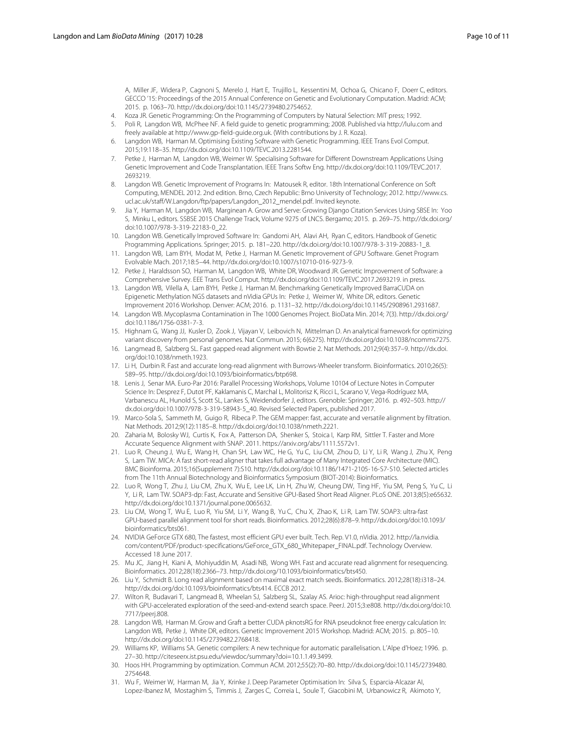A, Miller JF, Widera P, Cagnoni S, Merelo J, Hart E, Trujillo L, Kessentini M, Ochoa G, Chicano F, Doerr C, editors. GECCO '15: Proceedings of the 2015 Annual Conference on Genetic and Evolutionary Computation. Madrid: ACM; 2015. p. 1063–70. http://dx.doi.org/doi:10.1145/2739480.2754652.

4. Koza JR. Genetic Programming: On the Programming of Computers by Natural Selection: MIT press; 1992.
5. Poli R, Langdon WB, McPhee NF. A field guide to genetic programming; 2008. Published via http://lulu.com and freely available at http://www.gp-field-guide.org.uk. (With contributions by J. R. Koza).
6. Langdon WB, Harman M. Optimising Existing Software with Genetic Programming. IEEE Trans Evol Comput. 2015;19:118–35. http://dx.doi.org/doi:10.1109/TEVC.2013.2281544.
7. Petke J, Harman M, Langdon WB, Weimer W. Specialising Software for Different Downstream Applications Using Genetic Improvement and Code Transplantation. IEEE Trans Softw Eng. http://dx.doi.org/doi:10.1109/TEVC.2017.2693219.
8. Langdon WB. Genetic Improvement of Programs In: Matousek R, editor. 18th International Conference on Soft Computing, MENDEL 2012. 2nd edition. Brno, Czech Republic: Brno University of Technology; 2012. http://www.cs.ucl.ac.uk/staff/W.Langdon/ftp/papers/Langdon_2012_mendel.pdf. Invited keynote.
9. Jia Y, Harman M, Langdon WB, Marginean A. Grow and Serve: Growing Django Citation Services Using SBSE In: Yoo S, Minku L, editors. SSBSE 2015 Challenge Track, Volume 9275 of LNCS. Bergamo; 2015. p. 269–75. http://dx.doi.org/doi:10.1007/978-3-319-22183-0_22.
10. Langdon WB. Genetically Improved Software In: Gandomi AH, Alavi AH, Ryan C, editors. Handbook of Genetic Programming Applications. Springer; 2015. p. 181–220. http://dx.doi.org/doi:10.1007/978-3-319-20883-1_8.
11. Langdon WB, Lam BYH, Modat M, Petke J, Harman M. Genetic Improvement of GPU Software. Genet Program Evolvable Mach. 2017;18:5–44. http://dx.doi.org/doi:10.1007/s10710-016-9273-9.
12. Petke J, Haraldsson SO, Harman M, Langdon WB, White DR, Woodward JR. Genetic Improvement of Software: a Comprehensive Survey. EEE Trans Evol Comput. http://dx.doi.org/doi:10.1109/TEVC.2017.2693219. in press.
13. Langdon WB, Vilella A, Lam BYH, Petke J, Harman M. Benchmarking Genetically Improved BarraCUDA on Epigenetic Methylation NGS datasets and nVidia GPUs In: Petke J, Weimer W, White DR, editors. Genetic Improvement 2016 Workshop. Denver: ACM; 2016. p. 1131–32. http://dx.doi.org/doi:10.1145/2908961.2931687.
14. Langdon WB. Mycoplasma Contamination in The 1000 Genomes Project. BioData Min. 2014; 7(3). http://dx.doi.org/doi:10.1186/1756-0381-7-3.
15. Highnam G, Wang JJ, Kusler D, Zook J, Vijayan V, Leibovich N, Mittelman D. An analytical framework for optimizing variant discovery from personal genomes. Nat Commun. 2015; 6(6275). http://dx.doi.org/doi:10.1038/ncomms7275.
16. Langmead B, Salzberg SL. Fast gapped-read alignment with Bowtie 2. Nat Methods. 2012;9(4):357–9. http://dx.doi.org/doi:10.1038/nmeth.1923.
17. Li H, Durbin R. Fast and accurate long-read alignment with Burrows-Wheeler transform. Bioinformatics. 2010;26(5): 589–95. http://dx.doi.org/doi:10.1093/bioinformatics/btp698.
18. Lenis J, Senar MA. Euro-Par 2016: Parallel Processing Workshops, Volume 10104 of Lecture Notes in Computer Science In: Desprez F, Dutot PF, Kaklamanis C, Marchal L, Molitorisz K, Ricci L, Scarano V, Vega-Rodríguez MA, Varbanescu AL, Hunold S, Scott SL, Lankes S, Weidendorfer J, editors. Grenoble: Springer; 2016. p. 492–503. http://dx.doi.org/doi:10.1007/978-3-319-58943-5_40. Revised Selected Papers, published 2017.
19. Marco-Sola S, Sammeth M, Guigo R, Ribeca P. The GEM mapper: fast, accurate and versatile alignment by filtration. Nat Methods. 2012;9(12):1185–8. http://dx.doi.org/doi:10.1038/nmeth.2221.
20. Zaharia M, Bolosky WJ, Curtis K, Fox A, Patterson DA, Shenker S, Stoica I, Karp RM, Sittler T. Faster and More Accurate Sequence Alignment with SNAP. 2011. https://arxiv.org/abs/1111.5572v1.
21. Luo R, Cheung J, Wu E, Wang H, Chan SH, Law WC, He G, Yu C, Liu CM, Zhou D, Li Y, Li R, Wang J, Zhu X, Peng S, Lam TW. MICA: A fast short-read aligner that takes full advantage of Many Integrated Core Architecture (MIC). BMC Bioinforma. 2015;16(Supplement 7):S10. http://dx.doi.org/doi:10.1186/1471-2105-16-S7-S10. Selected articles from The 11th Annual Biotechnology and Bioinformatics Symposium (BIOT-2014): Bioinformatics.
22. Luo R, Wong T, Zhu J, Liu CM, Zhu X, Wu E, Lee LK, Lin H, Zhu W, Cheung DW, Ting HF, Yiu SM, Peng S, Yu C, Li Y, Li R, Lam TW. SOAP3-dp: Fast, Accurate and Sensitive GPU-Based Short Read Aligner. PLoS ONE. 2013;8(5):e65632. http://dx.doi.org/doi:10.1371/journal.pone.0065632.
23. Liu CM, Wong T, Wu E, Luo R, Yiu SM, Li Y, Wang B, Yu C, Chu X, Zhao K, Li R, Lam TW. SOAP3: ultra-fast GPU-based parallel alignment tool for short reads. Bioinformatics. 2012;28(6):878–9. http://dx.doi.org/doi:10.1093/bioinformatics/bts061.
24. NVIDIA GeForce GTX 680, The fastest, most efficient GPU ever built. Tech. Rep. V1.0, nVidia. 2012. http://la.nvidia.com/content/PDF/product-specifications/GeForce_GTX_680_Whitepaper_FINAL.pdf. Technology Overview. Accessed 18 June 2017.
25. Mu JC, Jiang H, Kiani A, Mohiyuddin M, Asadi NB, Wong WH. Fast and accurate read alignment for resequencing. Bioinformatics. 2012;28(18):2366–73. http://dx.doi.org/doi:10.1093/bioinformatics/bts450.
26. Liu Y, Schmidt B. Long read alignment based on maximal exact match seeds. Bioinformatics. 2012;28(18):i318–24. http://dx.doi.org/doi:10.1093/bioinformatics/bts414. ECCB 2012.
27. Wilton R, Budavari T, Langmead B, Wheelan SJ, Salzberg SL, Szalay AS. Arioc: high-throughput read alignment with GPU-accelerated exploration of the seed-and-extend search space. PeerJ. 2015;3:e808. http://dx.doi.org/doi:10.7717/peerj.808.
28. Langdon WB, Harman M. Grow and Graft a better CUDA pknotsRG for RNA pseudoknot free energy calculation In: Langdon WB, Petke J, White DR, editors. Genetic Improvement 2015 Workshop. Madrid: ACM; 2015. p. 805–10. http://dx.doi.org/doi:10.1145/2739482.2768418.
29. Williams KP, Williams SA. Genetic compilers: A new technique for automatic parallelisation. L'Alpe d'Hoez; 1996. p. 27–30. http://citeseerx.ist.psu.edu/viewdoc/summary?doi=10.1.1.49.3499.
30. Hoos HH. Programming by optimization. Commun ACM. 2012;55(2):70–80. http://dx.doi.org/doi:10.1145/2739480.2754648.
31. Wu F, Weimer W, Harman M, Jia Y, Krinke J. Deep Parameter Optimisation In: Silva S, Esparcia-Alcazar AI, Lopez-Ibanez M, Mostaghim S, Timmis J, Zarges C, Correia L, Soule T, Giacobini M, Urbanowicz R, Akimoto Y,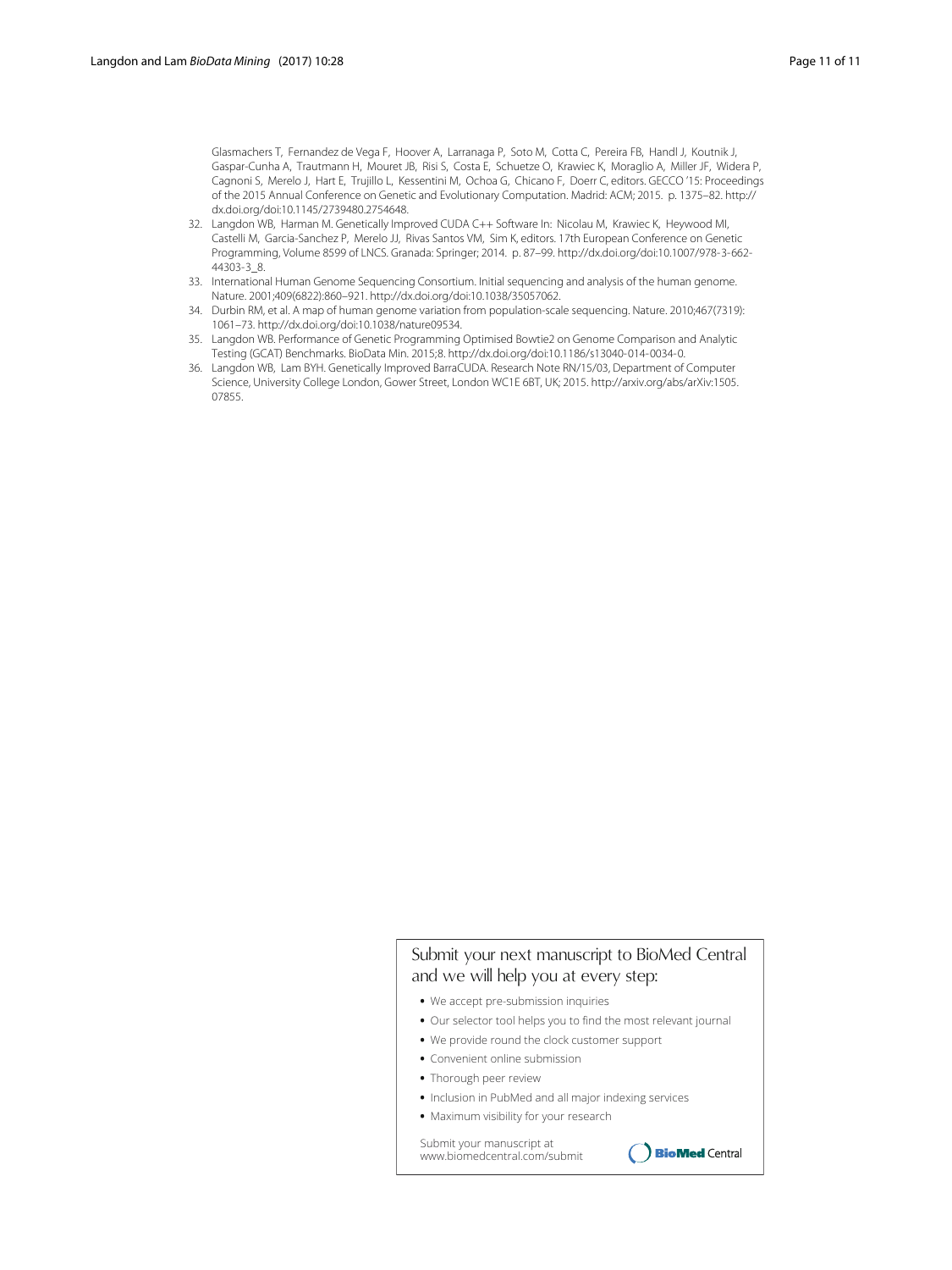Glasmachers T, Fernandez de Vega F, Hoover A, Larranaga P, Soto M, Cotta C, Pereira FB, Handl J, Koutnik J, Gaspar-Cunha A, Trautmann H, Mouret JB, Risi S, Costa E, Schuetze O, Krawiec K, Moraglio A, Miller JF, Widera P, Cagnoni S, Merelo J, Hart E, Trujillo L, Kessentini M, Ochoa G, Chicano F, Doerr C, editors. GECCO '15: Proceedings of the 2015 Annual Conference on Genetic and Evolutionary Computation. Madrid: ACM; 2015. p. 1375–82. http://dx.doi.org/doi:10.1145/2739480.2754648.

32. Langdon WB, Harman M. Genetically Improved CUDA C++ Software In: Nicolau M, Krawiec K, Heywood MI, Castelli M, Garcia-Sanchez P, Merelo JJ, Rivas Santos VM, Sim K, editors. 17th European Conference on Genetic Programming, Volume 8599 of LNCS. Granada: Springer; 2014. p. 87–99. http://dx.doi.org/doi:10.1007/978-3-662-44303-3_8.
33. International Human Genome Sequencing Consortium. Initial sequencing and analysis of the human genome. Nature. 2001;409(6822):860–921. http://dx.doi.org/doi:10.1038/35057062.
34. Durbin RM, et al. A map of human genome variation from population-scale sequencing. Nature. 2010;467(7319): 1061–73. http://dx.doi.org/doi:10.1038/nature09534.
35. Langdon WB. Performance of Genetic Programming Optimised Bowtie2 on Genome Comparison and Analytic Testing (GCAT) Benchmarks. BioData Min. 2015;8. http://dx.doi.org/doi:10.1186/s13040-014-0034-0.
36. Langdon WB, Lam BYH. Genetically Improved BarraCUDA. Research Note RN/15/03, Department of Computer Science, University College London, Gower Street, London WC1E 6BT, UK; 2015. http://arxiv.org/abs/arXiv:1505.07855.

Submit your next manuscript to BioMed Central and we will help you at every step:

- We accept pre-submission inquiries
- Our selector tool helps you to find the most relevant journal
- We provide round the clock customer support
- Convenient online submission
- Thorough peer review
- Inclusion in PubMed and all major indexing services
- Maximum visibility for your research

Submit your manuscript at www.biomedcentral.com/submit

BioMed Central